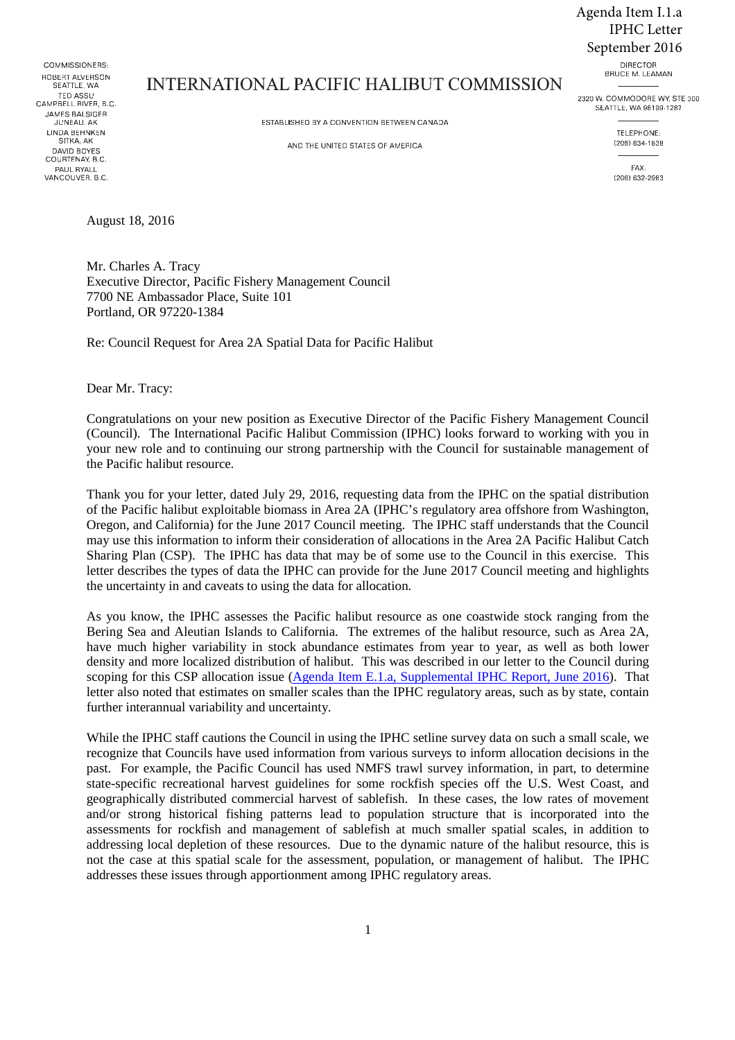Agenda Item I.1.a
IPHC Letter
September 2016

COMMISSIONERS:
ROBERT ALVERSON
SEATTLE, WA
TED ASSU
CAMPBELL RIVER, B.C.
JAMES BALSIGER
JUNEAU, AK
LINDA BEHNKEN
SITKA, AK
DAVID BOYES
COURTENAY, B.C.
PAUL RYALL
VANCOUVER, B.C.

# INTERNATIONAL PACIFIC HALIBUT COMMISSION

ESTABLISHED BY A CONVENTION BETWEEN CANADA
AND THE UNITED STATES OF AMERICA

DIRECTOR
BRUCE M. LEAMAN

2320 W. COMMODORE WY, STE 300
SEATTLE, WA 98199-1287

TELEPHONE:
(206) 634-1838

FAX:
(206) 632-2983

August 18, 2016

Mr. Charles A. Tracy
Executive Director, Pacific Fishery Management Council
7700 NE Ambassador Place, Suite 101
Portland, OR 97220-1384

Re: Council Request for Area 2A Spatial Data for Pacific Halibut

Dear Mr. Tracy:

Congratulations on your new position as Executive Director of the Pacific Fishery Management Council (Council). The International Pacific Halibut Commission (IPHC) looks forward to working with you in your new role and to continuing our strong partnership with the Council for sustainable management of the Pacific halibut resource.

Thank you for your letter, dated July 29, 2016, requesting data from the IPHC on the spatial distribution of the Pacific halibut exploitable biomass in Area 2A (IPHC's regulatory area offshore from Washington, Oregon, and California) for the June 2017 Council meeting. The IPHC staff understands that the Council may use this information to inform their consideration of allocations in the Area 2A Pacific Halibut Catch Sharing Plan (CSP). The IPHC has data that may be of some use to the Council in this exercise. This letter describes the types of data the IPHC can provide for the June 2017 Council meeting and highlights the uncertainty in and caveats to using the data for allocation.

As you know, the IPHC assesses the Pacific halibut resource as one coastwide stock ranging from the Bering Sea and Aleutian Islands to California. The extremes of the halibut resource, such as Area 2A, have much higher variability in stock abundance estimates from year to year, as well as both lower density and more localized distribution of halibut. This was described in our letter to the Council during scoping for this CSP allocation issue (Agenda Item E.1.a, Supplemental IPHC Report, June 2016). That letter also noted that estimates on smaller scales than the IPHC regulatory areas, such as by state, contain further interannual variability and uncertainty.

While the IPHC staff cautions the Council in using the IPHC setline survey data on such a small scale, we recognize that Councils have used information from various surveys to inform allocation decisions in the past. For example, the Pacific Council has used NMFS trawl survey information, in part, to determine state-specific recreational harvest guidelines for some rockfish species off the U.S. West Coast, and geographically distributed commercial harvest of sablefish. In these cases, the low rates of movement and/or strong historical fishing patterns lead to population structure that is incorporated into the assessments for rockfish and management of sablefish at much smaller spatial scales, in addition to addressing local depletion of these resources. Due to the dynamic nature of the halibut resource, this is not the case at this spatial scale for the assessment, population, or management of halibut. The IPHC addresses these issues through apportionment among IPHC regulatory areas.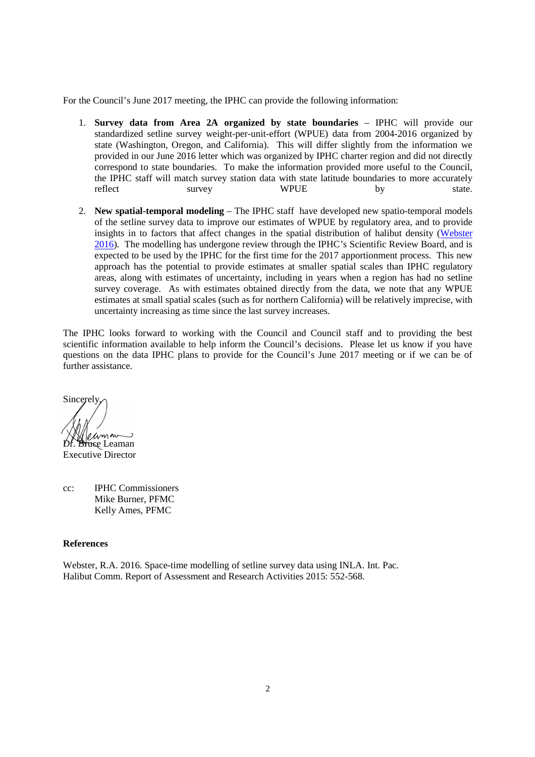For the Council's June 2017 meeting, the IPHC can provide the following information:

1. **Survey data from Area 2A organized by state boundaries** – IPHC will provide our standardized setline survey weight-per-unit-effort (WPUE) data from 2004-2016 organized by state (Washington, Oregon, and California). This will differ slightly from the information we provided in our June 2016 letter which was organized by IPHC charter region and did not directly correspond to state boundaries. To make the information provided more useful to the Council, the IPHC staff will match survey station data with state latitude boundaries to more accurately reflect survey WPUE by state.

2. **New spatial-temporal modeling** – The IPHC staff have developed new spatio-temporal models of the setline survey data to improve our estimates of WPUE by regulatory area, and to provide insights in to factors that affect changes in the spatial distribution of halibut density (Webster 2016). The modelling has undergone review through the IPHC's Scientific Review Board, and is expected to be used by the IPHC for the first time for the 2017 apportionment process. This new approach has the potential to provide estimates at smaller spatial scales than IPHC regulatory areas, along with estimates of uncertainty, including in years when a region has had no setline survey coverage. As with estimates obtained directly from the data, we note that any WPUE estimates at small spatial scales (such as for northern California) will be relatively imprecise, with uncertainty increasing as time since the last survey increases.

The IPHC looks forward to working with the Council and Council staff and to providing the best scientific information available to help inform the Council's decisions. Please let us know if you have questions on the data IPHC plans to provide for the Council's June 2017 meeting or if we can be of further assistance.

Sincerely,

Dr. Bruce Leaman
Executive Director

cc: IPHC Commissioners
Mike Burner, PFMC
Kelly Ames, PFMC

**References**

Webster, R.A. 2016. Space-time modelling of setline survey data using INLA. Int. Pac. Halibut Comm. Report of Assessment and Research Activities 2015: 552-568.